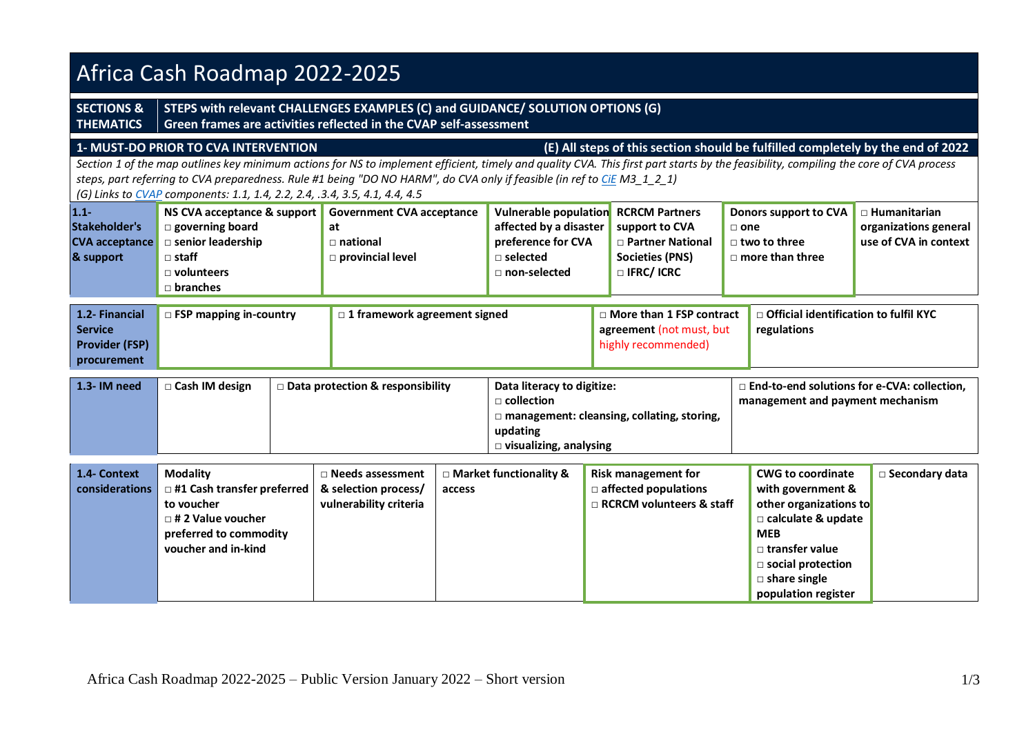# Africa Cash Roadmap 2022-2025

**SECTIONS & THEMATICS** | **STEPS with relevant CHALLENGES EXAMPLES (C) and GUIDANCE/ SOLUTION OPTIONS (G)**
**Green frames are activities reflected in the CVAP self-assessment**

## 1- MUST-DO PRIOR TO CVA INTERVENTION

**(E) All steps of this section should be fulfilled completely by the end of 2022**

*Section 1 of the map outlines key minimum actions for NS to implement efficient, timely and quality CVA. This first part starts by the feasibility, compiling the core of CVA process steps, part referring to CVA preparedness. Rule #1 being "DO NO HARM", do CVA only if feasible (in ref to CiE M3_1_2_1)*
*(G) Links to CVAP components: 1.1, 1.4, 2.2, 2.4, .3.4, 3.5, 4.1, 4.4, 4.5*

| 1.1- Stakeholder's CVA acceptance & support | NS CVA acceptance & support<br>□ governing board<br>□ senior leadership<br>□ staff<br>□ volunteers<br>□ branches | Government CVA acceptance at<br>□ national<br>□ provincial level | Vulnerable population affected by a disaster preference for CVA<br>□ selected<br>□ non-selected | RCRCM Partners support to CVA<br>□ Partner National Societies (PNS)<br>□ IFRC/ ICRC | Donors support to CVA<br>□ one<br>□ two to three<br>□ more than three | □ Humanitarian organizations general use of CVA in context |
|---|---|---|---|---|---|---|

| 1.2- Financial Service Provider (FSP) procurement | □ FSP mapping in-country | □ 1 framework agreement signed | □ More than 1 FSP contract agreement (not must, but highly recommended) | □ Official identification to fulfil KYC regulations |
|---|---|---|---|---|

| 1.3- IM need | □ Cash IM design | □ Data protection & responsibility | Data literacy to digitize:<br>□ collection<br>□ management: cleansing, collating, storing, updating<br>□ visualizing, analysing | □ End-to-end solutions for e-CVA: collection, management and payment mechanism |
|---|---|---|---|---|

| 1.4- Context considerations | Modality<br>□ #1 Cash transfer preferred to voucher<br>□ # 2 Value voucher preferred to commodity voucher and in-kind | □ Needs assessment & selection process/ vulnerability criteria | □ Market functionality & access | Risk management for<br>□ affected populations<br>□ RCRCM volunteers & staff | CWG to coordinate with government & other organizations to<br>□ calculate & update MEB<br>□ transfer value<br>□ social protection<br>□ share single population register | □ Secondary data |
|---|---|---|---|---|---|---|

Africa Cash Roadmap 2022-2025 – Public Version January 2022 – Short version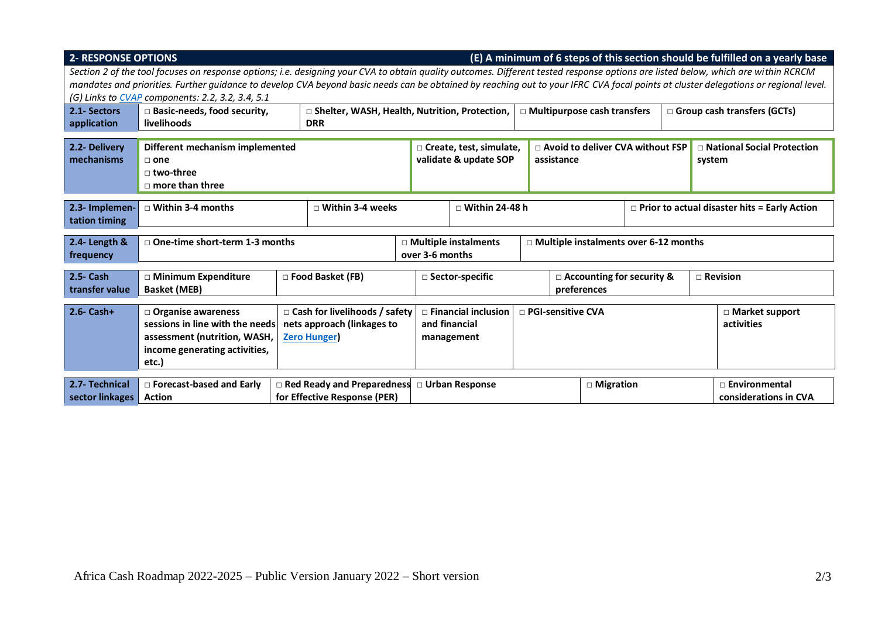## 2- RESPONSE OPTIONS

**(E) A minimum of 6 steps of this section should be fulfilled on a yearly base**

*Section 2 of the tool focuses on response options; i.e. designing your CVA to obtain quality outcomes. Different tested response options are listed below, which are within RCRCM mandates and priorities. Further guidance to develop CVA beyond basic needs can be obtained by reaching out to your IFRC CVA focal points at cluster delegations or regional level. (G) Links to CVAP components: 2.2, 3.2, 3.4, 5.1*

| | | | | | |
|---|---|---|---|---|---|
| **2.1- Sectors application** | □ **Basic-needs, food security, livelihoods** | □ **Shelter, WASH, Health, Nutrition, Protection, DRR** | □ **Multipurpose cash transfers** | □ **Group cash transfers (GCTs)** | |
| **2.2- Delivery mechanisms** | **Different mechanism implemented**<br>□ **one**<br>□ **two-three**<br>□ **more than three** | □ **Create, test, simulate, validate & update SOP** | □ **Avoid to deliver CVA without FSP assistance** | □ **National Social Protection system** | |
| **2.3- Implementation timing** | □ **Within 3-4 months** | □ **Within 3-4 weeks** | □ **Within 24-48 h** | □ **Prior to actual disaster hits = Early Action** | |
| **2.4- Length & frequency** | □ **One-time short-term 1-3 months** | □ **Multiple instalments over 3-6 months** | □ **Multiple instalments over 6-12 months** | | |
| **2.5- Cash transfer value** | □ **Minimum Expenditure Basket (MEB)** | □ **Food Basket (FB)** | □ **Sector-specific** | □ **Accounting for security & preferences** | □ **Revision** |
| **2.6- Cash+** | □ **Organise awareness sessions in line with the needs assessment (nutrition, WASH, income generating activities, etc.)** | □ **Cash for livelihoods / safety nets approach (linkages to Zero Hunger)** | □ **Financial inclusion and financial management** | □ **PGI-sensitive CVA** | □ **Market support activities** |
| **2.7- Technical sector linkages** | □ **Forecast-based and Early Action** | □ **Red Ready and Preparedness for Effective Response (PER)** | □ **Urban Response** | □ **Migration** | □ **Environmental considerations in CVA** |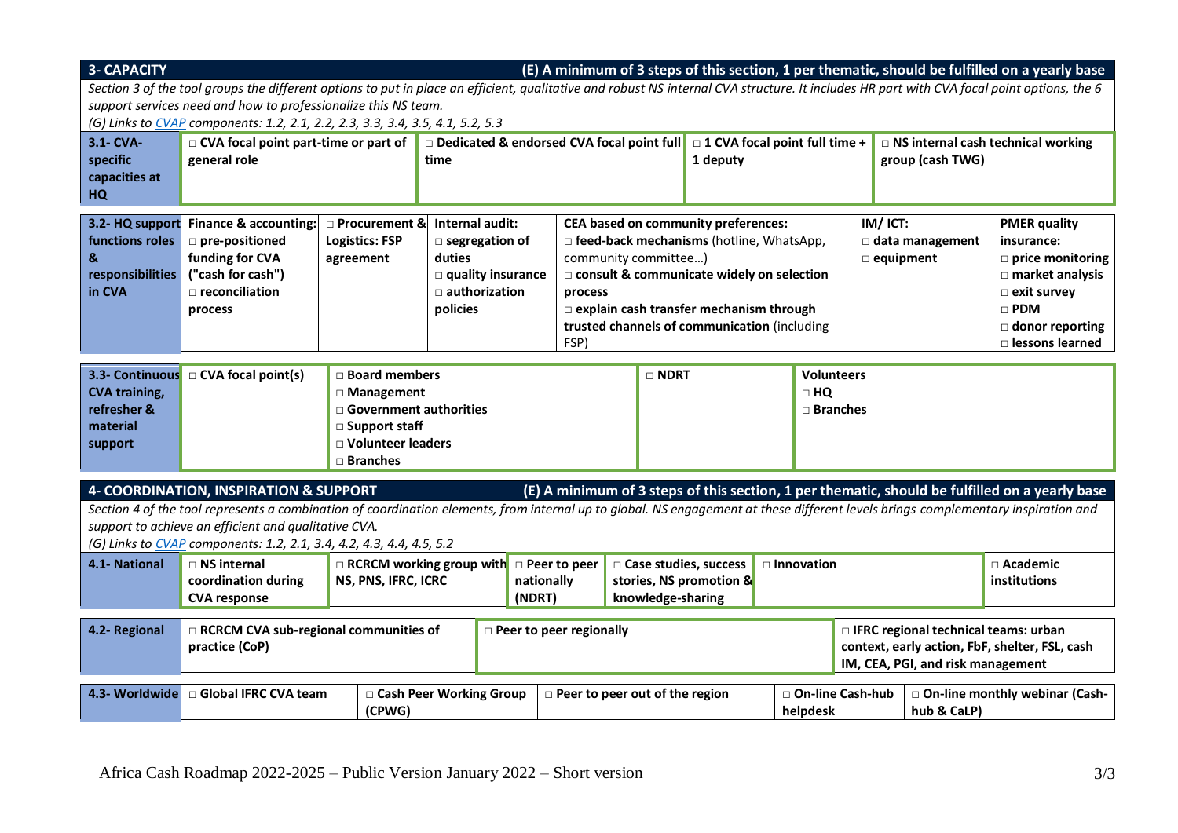## 3- CAPACITY

**(E) A minimum of 3 steps of this section, 1 per thematic, should be fulfilled on a yearly base**

*Section 3 of the tool groups the different options to put in place an efficient, qualitative and robust NS internal CVA structure. It includes HR part with CVA focal point options, the 6 support services need and how to professionalize this NS team.*

*(G) Links to CVAP components: 1.2, 2.1, 2.2, 2.3, 3.3, 3.4, 3.5, 4.1, 5.2, 5.3*

| | | | | |
|---|---|---|---|---|
| **3.1- CVA-specific capacities at HQ** | **□ CVA focal point part-time or part of general role** | **□ Dedicated & endorsed CVA focal point full time** | **□ 1 CVA focal point full time + 1 deputy** | **□ NS internal cash technical working group (cash TWG)** |

| | | | | | | | |
|---|---|---|---|---|---|---|---|
| **3.2- HQ support functions roles & responsibilities in CVA** | **Finance & accounting:**<br>**□ pre-positioned funding for CVA ("cash for cash")**<br>**□ reconciliation process** | **□ Procurement & Logistics: FSP agreement** | **Internal audit:**<br>**□ segregation of duties**<br>**□ quality insurance**<br>**□ authorization policies** | **CEA based on community preferences:**<br>**□ feed-back mechanisms** (hotline, WhatsApp, community committee…)<br>**□ consult & communicate widely on selection process**<br>**□ explain cash transfer mechanism through trusted channels of communication** (including FSP) | **IM/ ICT:**<br>**□ data management**<br>**□ equipment** | **PMER quality insurance:**<br>**□ price monitoring**<br>**□ market analysis**<br>**□ exit survey**<br>**□ PDM**<br>**□ donor reporting**<br>**□ lessons learned** |

| | | | | |
|---|---|---|---|---|
| **3.3- Continuous CVA training, refresher & material support** | **□ CVA focal point(s)** | **□ Board members**<br>**□ Management**<br>**□ Government authorities**<br>**□ Support staff**<br>**□ Volunteer leaders**<br>**□ Branches** | **□ NDRT** | **Volunteers**<br>**□ HQ**<br>**□ Branches** |

## 4- COORDINATION, INSPIRATION & SUPPORT

**(E) A minimum of 3 steps of this section, 1 per thematic, should be fulfilled on a yearly base**

*Section 4 of the tool represents a combination of coordination elements, from internal up to global. NS engagement at these different levels brings complementary inspiration and support to achieve an efficient and qualitative CVA.*

*(G) Links to CVAP components: 1.2, 2.1, 3.4, 4.2, 4.3, 4.4, 4.5, 5.2*

| | | | | | | |
|---|---|---|---|---|---|---|
| **4.1- National** | **□ NS internal coordination during CVA response** | **□ RCRCM working group with NS, PNS, IFRC, ICRC** | **□ Peer to peer nationally (NDRT)** | **□ Case studies, success stories, NS promotion & knowledge-sharing** | **□ Innovation** | **□ Academic institutions** |

| | | | |
|---|---|---|---|
| **4.2- Regional** | **□ RCRCM CVA sub-regional communities of practice (CoP)** | **□ Peer to peer regionally** | **□ IFRC regional technical teams: urban context, early action, FbF, shelter, FSL, cash IM, CEA, PGI, and risk management** |

| | | | | | |
|---|---|---|---|---|---|
| **4.3- Worldwide** | **□ Global IFRC CVA team** | **□ Cash Peer Working Group (CPWG)** | **□ Peer to peer out of the region** | **□ On-line Cash-hub helpdesk** | **□ On-line monthly webinar (Cash-hub & CaLP)** |

Africa Cash Roadmap 2022-2025 – Public Version January 2022 – Short version